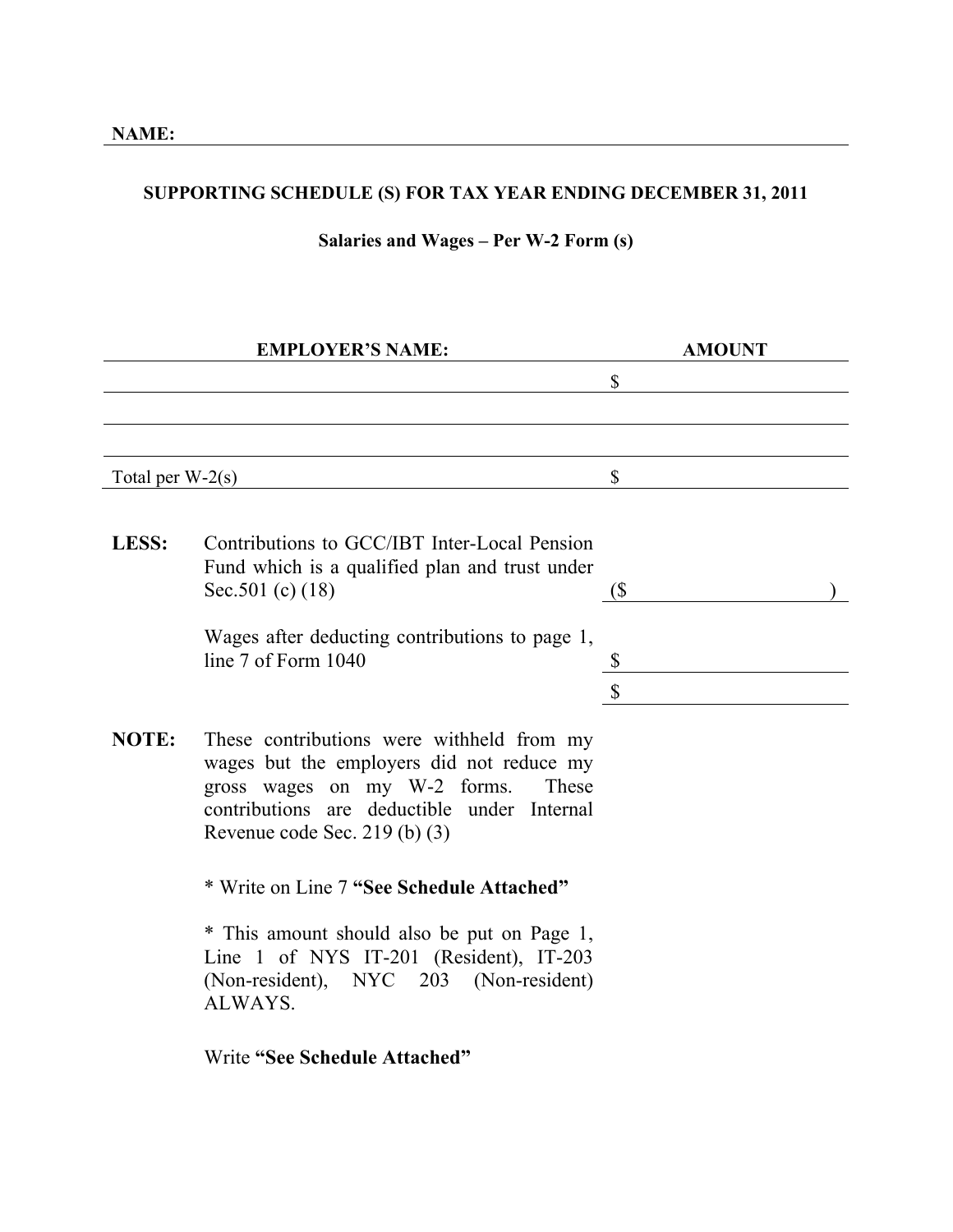**NAME:** ______________________________

**SUPPORTING SCHEDULE (S) FOR TAX YEAR ENDING DECEMBER 31, 2011**

**Salaries and Wages – Per W-2 Form (s)**

| EMPLOYER'S NAME: | AMOUNT |
|---|---|
| | $ |
| | |
| | |
| Total per W-2(s) | $ |

| | | |
|---|---|---|
| **LESS:** | Contributions to GCC/IBT Inter-Local Pension Fund which is a qualified plan and trust under Sec.501 (c) (18) | ($ ) |
| | Wages after deducting contributions to page 1, line 7 of Form 1040 | $ |
| | | $ |

**NOTE:** These contributions were withheld from my wages but the employers did not reduce my gross wages on my W-2 forms. These contributions are deductible under Internal Revenue code Sec. 219 (b) (3)

\* Write on Line 7 **"See Schedule Attached"**

\* This amount should also be put on Page 1, Line 1 of NYS IT-201 (Resident), IT-203 (Non-resident), NYC 203 (Non-resident) ALWAYS.

Write **"See Schedule Attached"**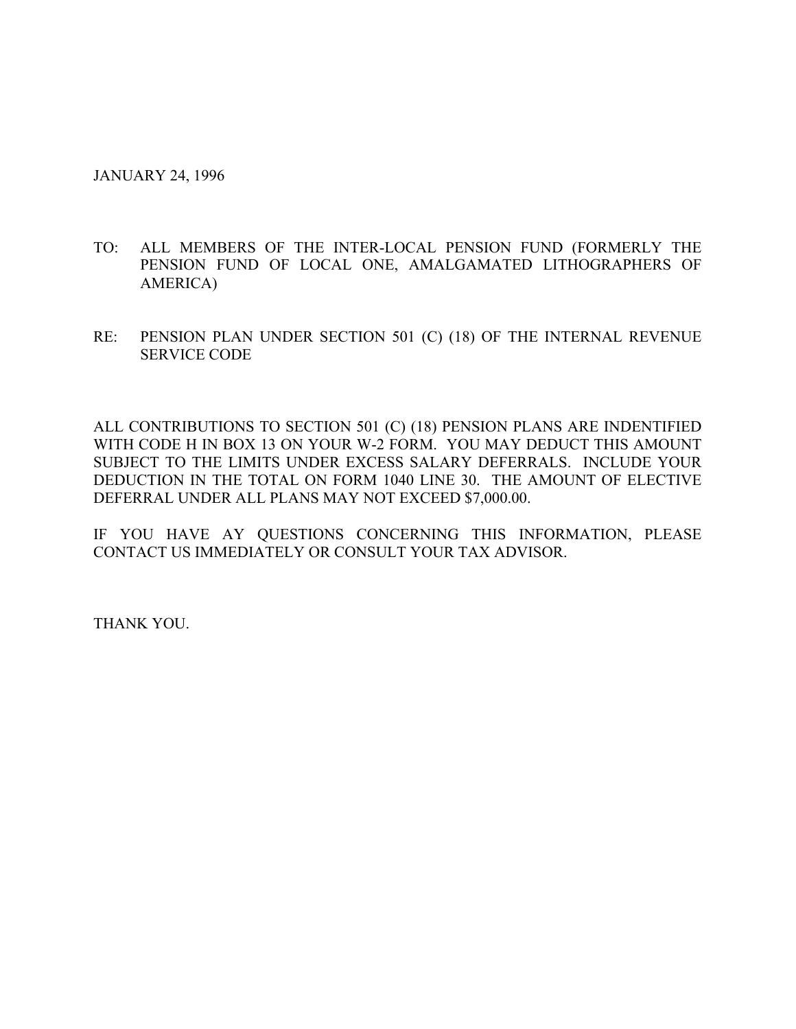JANUARY 24, 1996

TO: ALL MEMBERS OF THE INTER-LOCAL PENSION FUND (FORMERLY THE PENSION FUND OF LOCAL ONE, AMALGAMATED LITHOGRAPHERS OF AMERICA)

RE: PENSION PLAN UNDER SECTION 501 (C) (18) OF THE INTERNAL REVENUE SERVICE CODE

ALL CONTRIBUTIONS TO SECTION 501 (C) (18) PENSION PLANS ARE INDENTIFIED WITH CODE H IN BOX 13 ON YOUR W-2 FORM. YOU MAY DEDUCT THIS AMOUNT SUBJECT TO THE LIMITS UNDER EXCESS SALARY DEFERRALS. INCLUDE YOUR DEDUCTION IN THE TOTAL ON FORM 1040 LINE 30. THE AMOUNT OF ELECTIVE DEFERRAL UNDER ALL PLANS MAY NOT EXCEED $7,000.00.

IF YOU HAVE AY QUESTIONS CONCERNING THIS INFORMATION, PLEASE CONTACT US IMMEDIATELY OR CONSULT YOUR TAX ADVISOR.

THANK YOU.